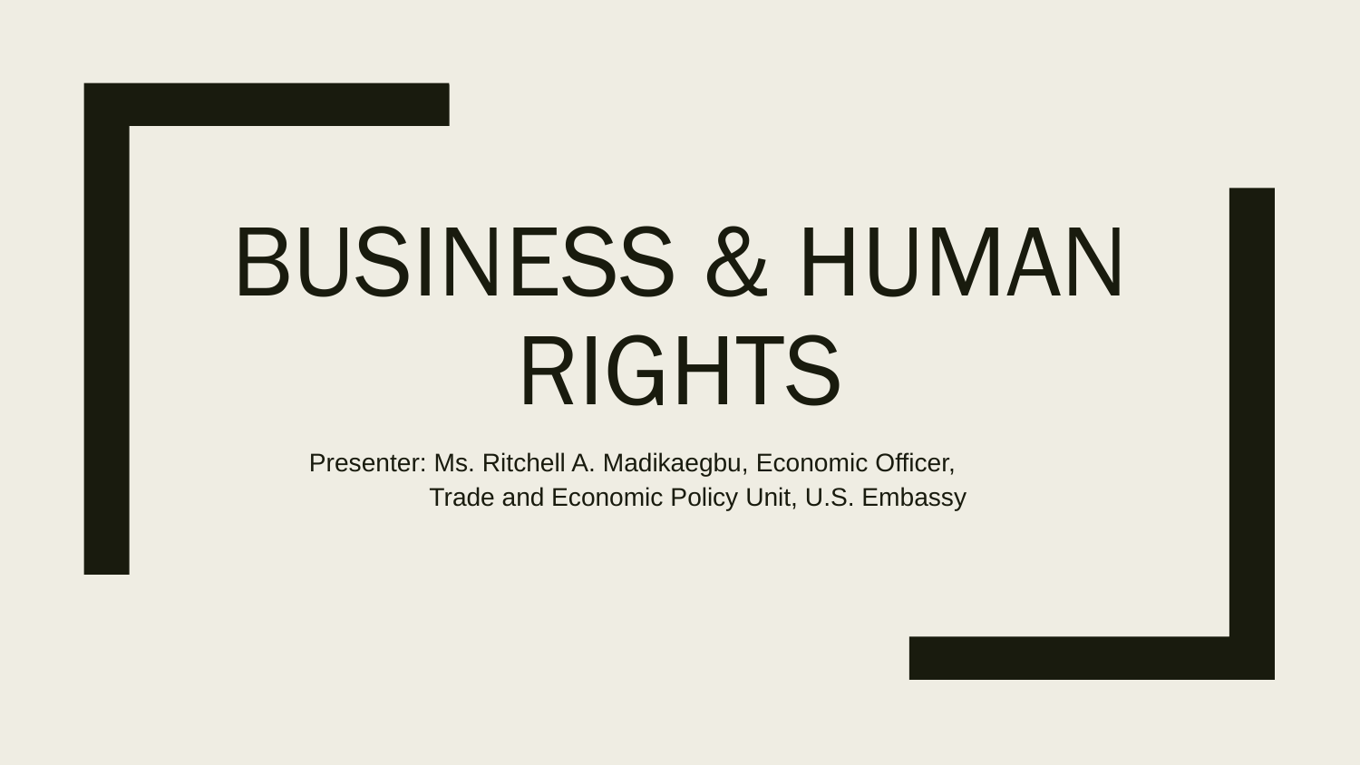# BUSINESS & HUMAN RIGHTS

Presenter: Ms. Ritchell A. Madikaegbu, Economic Officer,
Trade and Economic Policy Unit, U.S. Embassy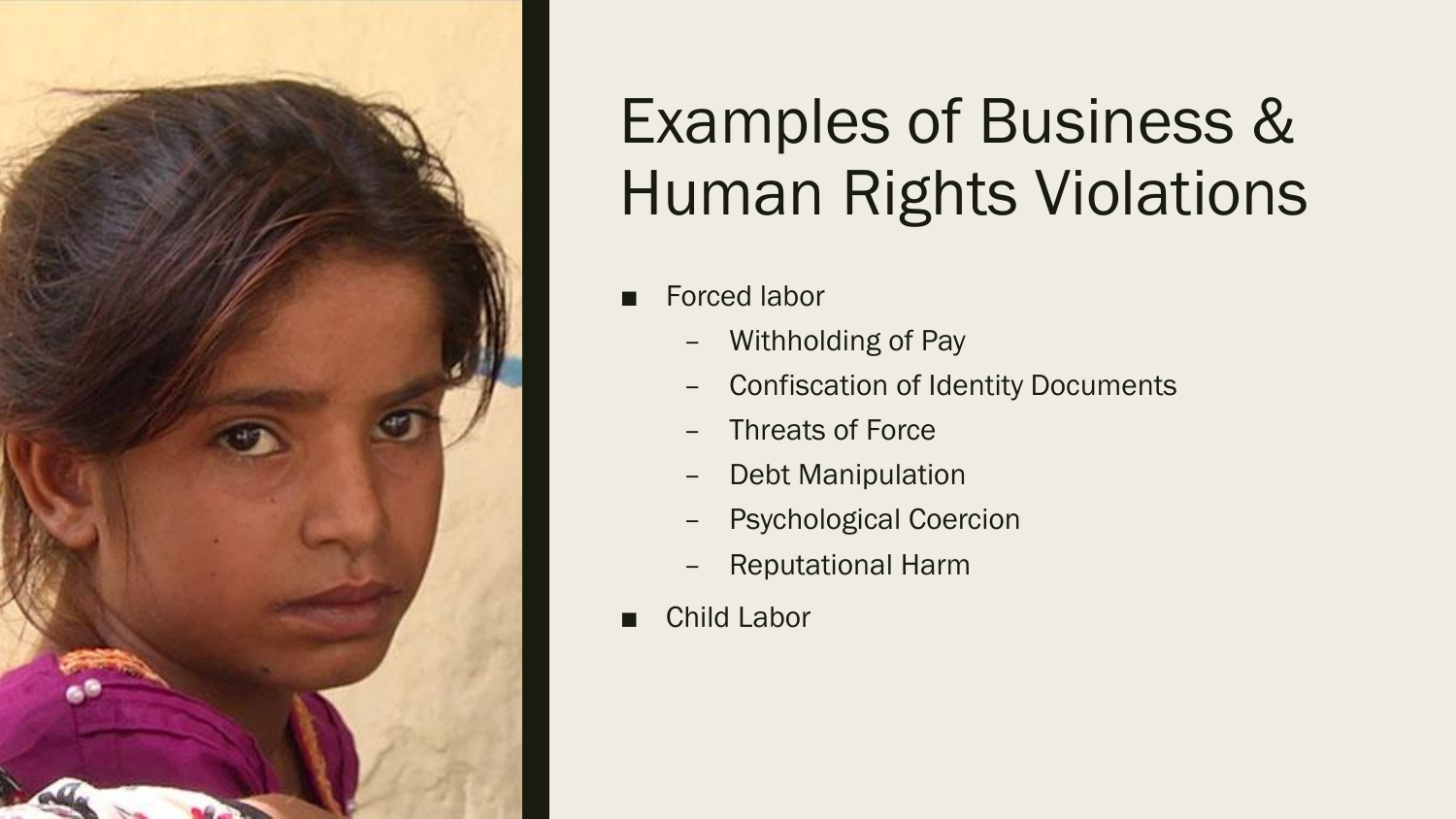# Examples of Business & Human Rights Violations

- Forced labor
  - Withholding of Pay
  - Confiscation of Identity Documents
  - Threats of Force
  - Debt Manipulation
  - Psychological Coercion
  - Reputational Harm
- Child Labor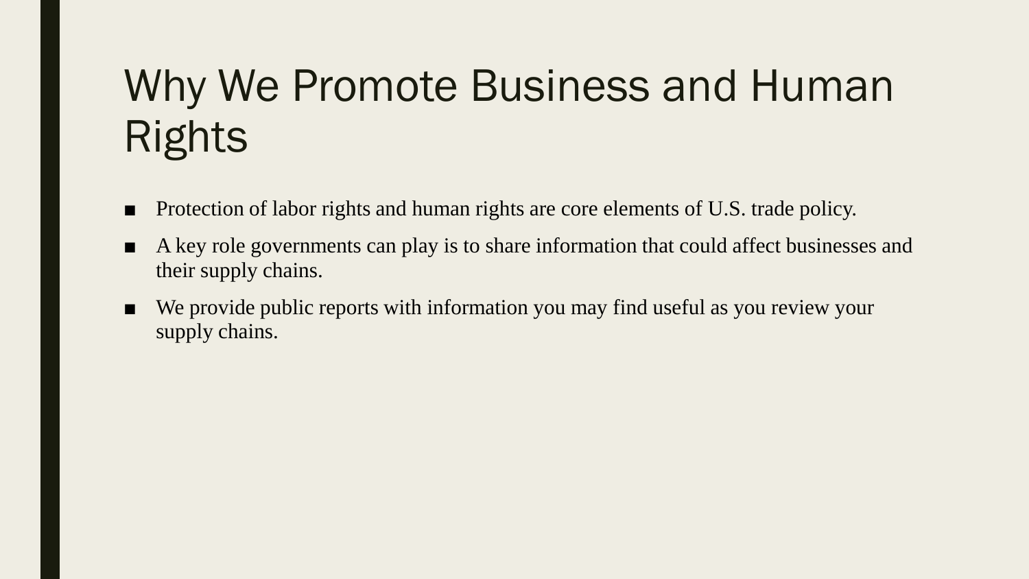# Why We Promote Business and Human Rights

- Protection of labor rights and human rights are core elements of U.S. trade policy.
- A key role governments can play is to share information that could affect businesses and their supply chains.
- We provide public reports with information you may find useful as you review your supply chains.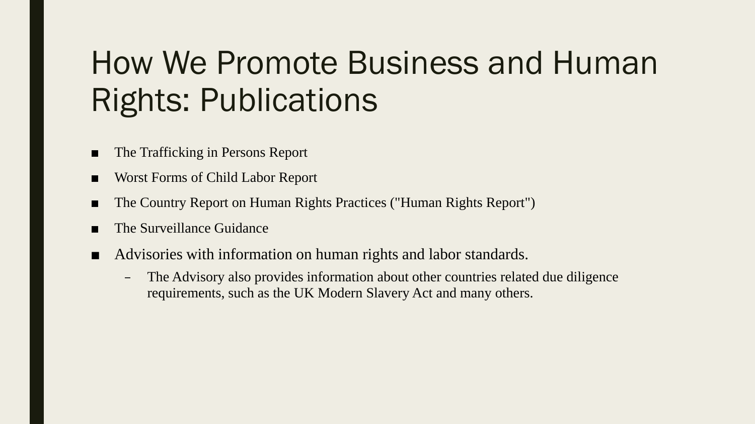# How We Promote Business and Human Rights: Publications

- The Trafficking in Persons Report
- Worst Forms of Child Labor Report
- The Country Report on Human Rights Practices ("Human Rights Report")
- The Surveillance Guidance
- Advisories with information on human rights and labor standards.
  - The Advisory also provides information about other countries related due diligence requirements, such as the UK Modern Slavery Act and many others.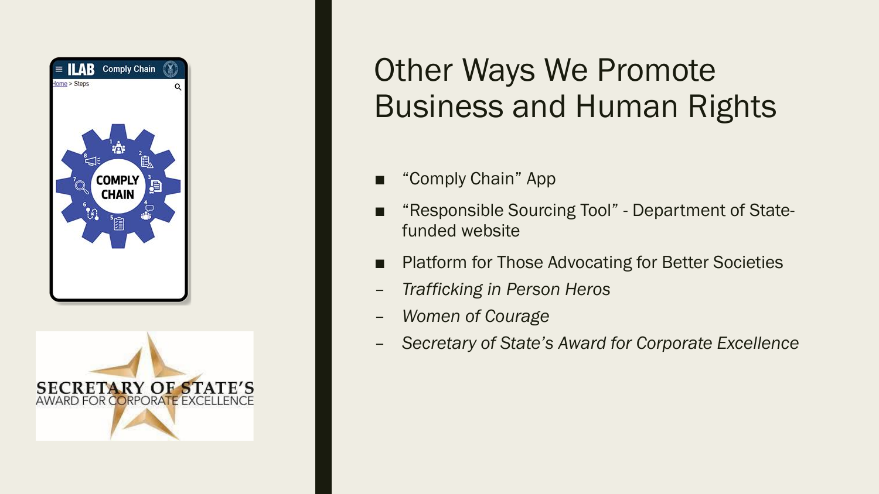# Other Ways We Promote Business and Human Rights

- "Comply Chain" App
- "Responsible Sourcing Tool" - Department of State-funded website
- Platform for Those Advocating for Better Societies
  - *Trafficking in Person Heros*
  - *Women of Courage*
  - *Secretary of State's Award for Corporate Excellence*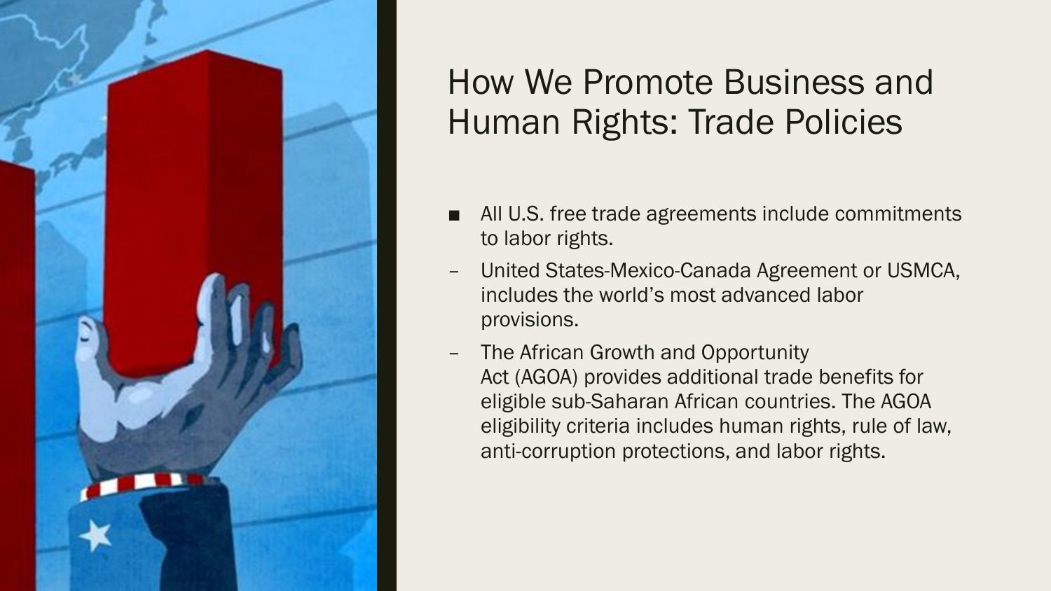# How We Promote Business and Human Rights: Trade Policies

- All U.S. free trade agreements include commitments to labor rights.
  - United States-Mexico-Canada Agreement or USMCA, includes the world's most advanced labor provisions.
  - The African Growth and Opportunity Act (AGOA) provides additional trade benefits for eligible sub-Saharan African countries. The AGOA eligibility criteria includes human rights, rule of law, anti-corruption protections, and labor rights.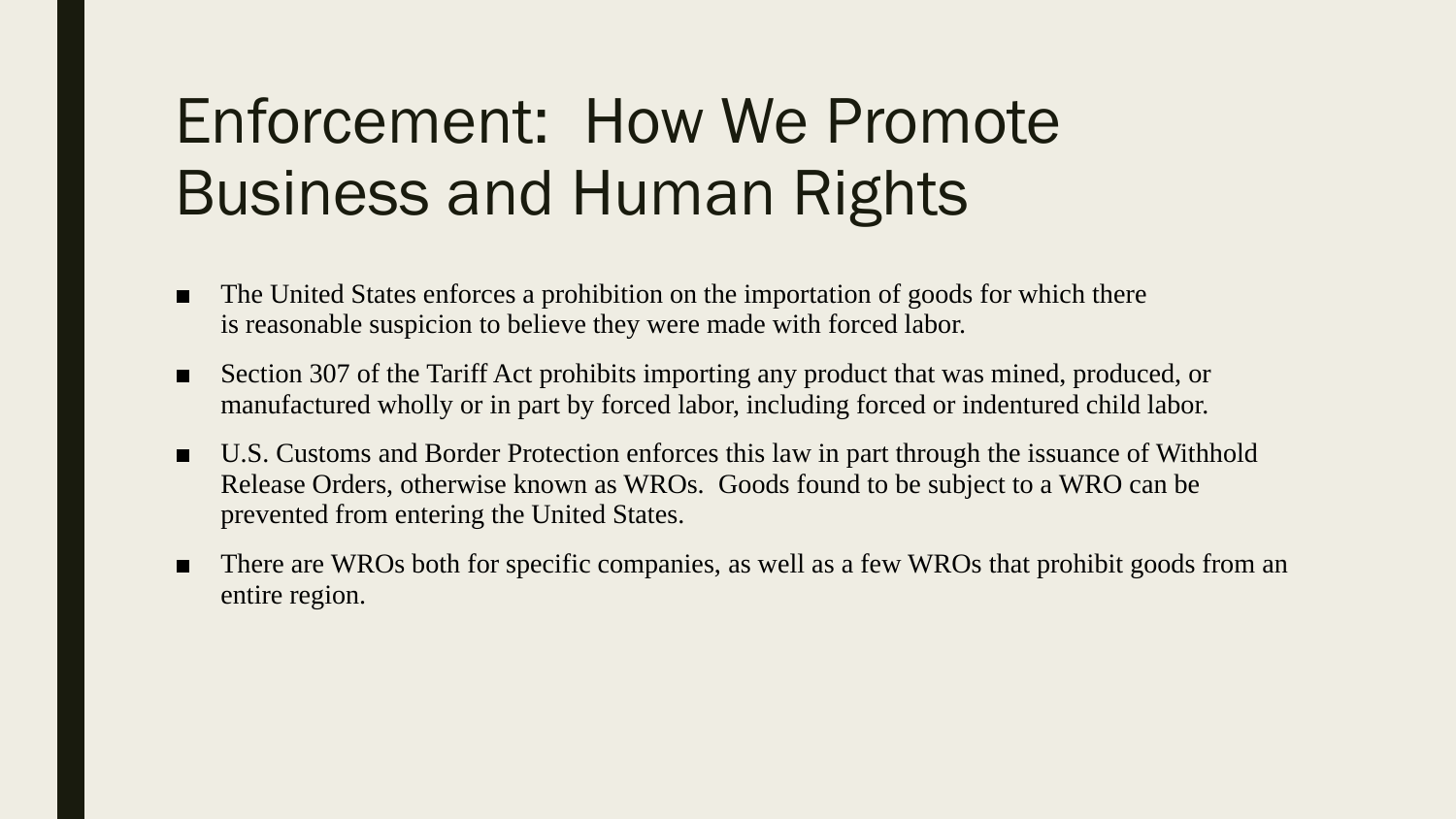# Enforcement: How We Promote Business and Human Rights

- The United States enforces a prohibition on the importation of goods for which there is reasonable suspicion to believe they were made with forced labor.
- Section 307 of the Tariff Act prohibits importing any product that was mined, produced, or manufactured wholly or in part by forced labor, including forced or indentured child labor.
- U.S. Customs and Border Protection enforces this law in part through the issuance of Withhold Release Orders, otherwise known as WROs. Goods found to be subject to a WRO can be prevented from entering the United States.
- There are WROs both for specific companies, as well as a few WROs that prohibit goods from an entire region.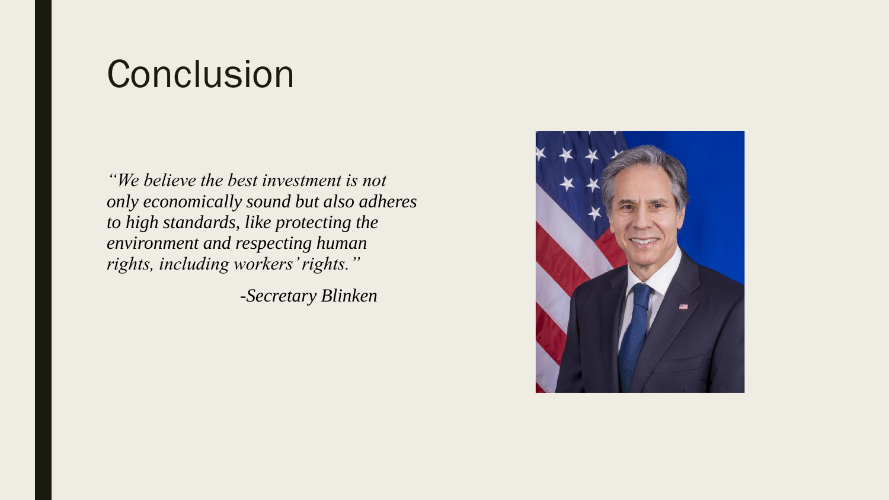# Conclusion

*"We believe the best investment is not only economically sound but also adheres to high standards, like protecting the environment and respecting human rights, including workers' rights."*

*-Secretary Blinken*